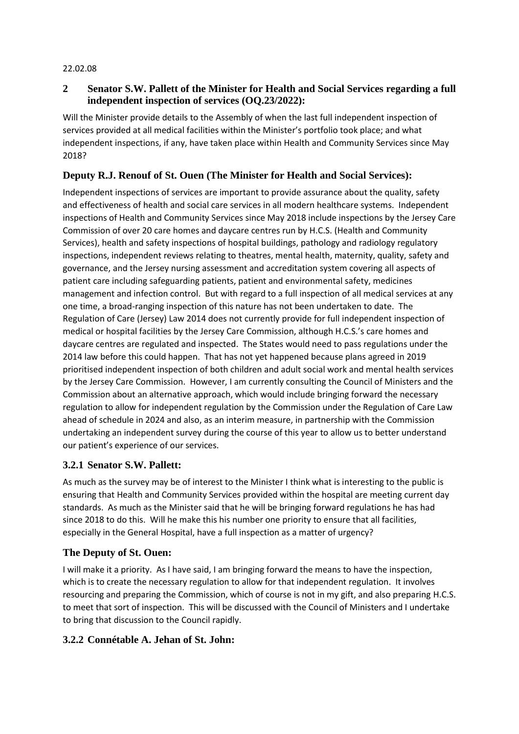22.02.08

## 2 Senator S.W. Pallett of the Minister for Health and Social Services regarding a full independent inspection of services (OQ.23/2022):

Will the Minister provide details to the Assembly of when the last full independent inspection of services provided at all medical facilities within the Minister's portfolio took place; and what independent inspections, if any, have taken place within Health and Community Services since May 2018?

### Deputy R.J. Renouf of St. Ouen (The Minister for Health and Social Services):

Independent inspections of services are important to provide assurance about the quality, safety and effectiveness of health and social care services in all modern healthcare systems. Independent inspections of Health and Community Services since May 2018 include inspections by the Jersey Care Commission of over 20 care homes and daycare centres run by H.C.S. (Health and Community Services), health and safety inspections of hospital buildings, pathology and radiology regulatory inspections, independent reviews relating to theatres, mental health, maternity, quality, safety and governance, and the Jersey nursing assessment and accreditation system covering all aspects of patient care including safeguarding patients, patient and environmental safety, medicines management and infection control. But with regard to a full inspection of all medical services at any one time, a broad-ranging inspection of this nature has not been undertaken to date. The Regulation of Care (Jersey) Law 2014 does not currently provide for full independent inspection of medical or hospital facilities by the Jersey Care Commission, although H.C.S.'s care homes and daycare centres are regulated and inspected. The States would need to pass regulations under the 2014 law before this could happen. That has not yet happened because plans agreed in 2019 prioritised independent inspection of both children and adult social work and mental health services by the Jersey Care Commission. However, I am currently consulting the Council of Ministers and the Commission about an alternative approach, which would include bringing forward the necessary regulation to allow for independent regulation by the Commission under the Regulation of Care Law ahead of schedule in 2024 and also, as an interim measure, in partnership with the Commission undertaking an independent survey during the course of this year to allow us to better understand our patient's experience of our services.

### 3.2.1 Senator S.W. Pallett:

As much as the survey may be of interest to the Minister I think what is interesting to the public is ensuring that Health and Community Services provided within the hospital are meeting current day standards. As much as the Minister said that he will be bringing forward regulations he has had since 2018 to do this. Will he make this his number one priority to ensure that all facilities, especially in the General Hospital, have a full inspection as a matter of urgency?

### The Deputy of St. Ouen:

I will make it a priority. As I have said, I am bringing forward the means to have the inspection, which is to create the necessary regulation to allow for that independent regulation. It involves resourcing and preparing the Commission, which of course is not in my gift, and also preparing H.C.S. to meet that sort of inspection. This will be discussed with the Council of Ministers and I undertake to bring that discussion to the Council rapidly.

### 3.2.2 Connétable A. Jehan of St. John: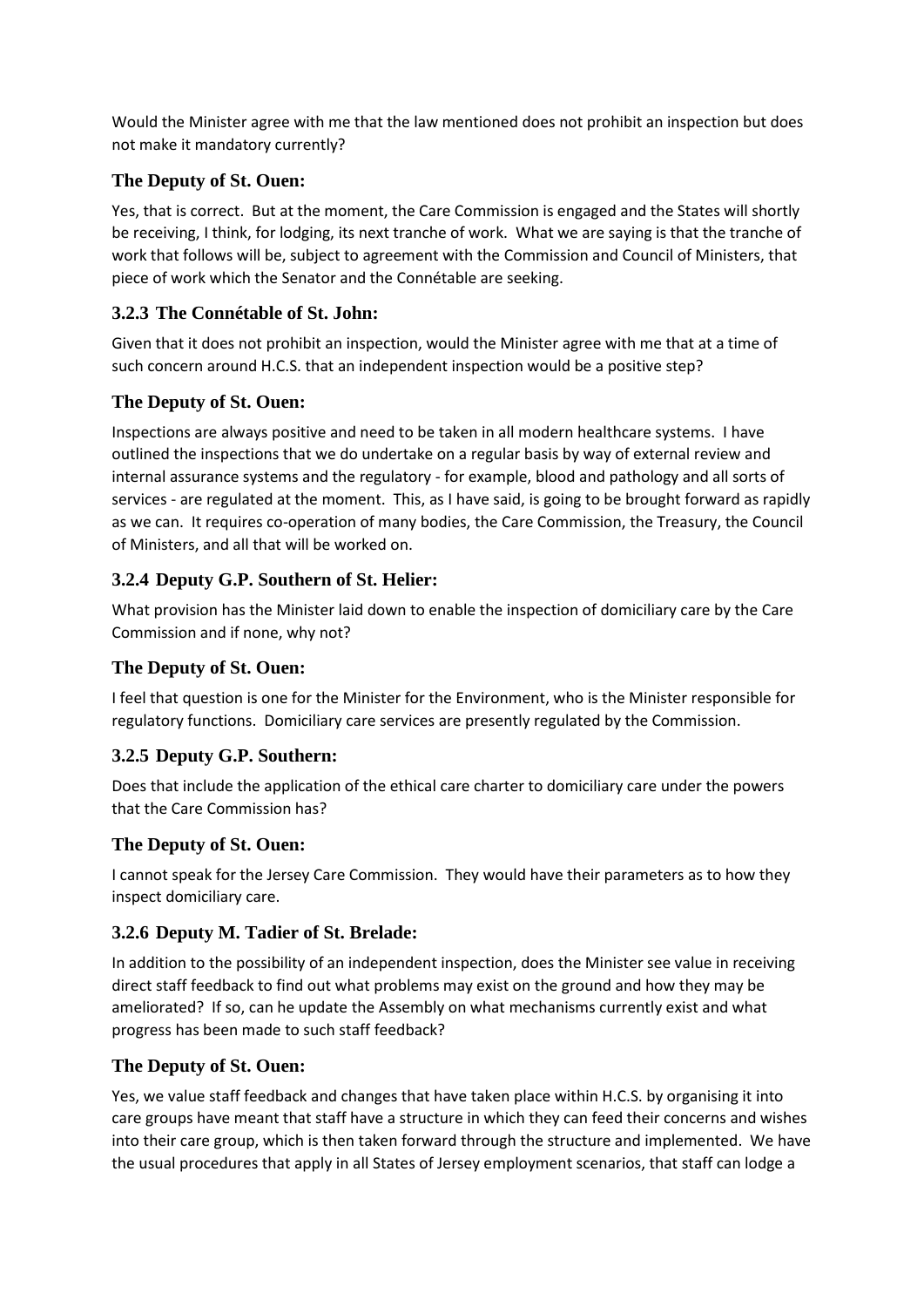Would the Minister agree with me that the law mentioned does not prohibit an inspection but does not make it mandatory currently?

### The Deputy of St. Ouen:

Yes, that is correct. But at the moment, the Care Commission is engaged and the States will shortly be receiving, I think, for lodging, its next tranche of work. What we are saying is that the tranche of work that follows will be, subject to agreement with the Commission and Council of Ministers, that piece of work which the Senator and the Connétable are seeking.

### 3.2.3 The Connétable of St. John:

Given that it does not prohibit an inspection, would the Minister agree with me that at a time of such concern around H.C.S. that an independent inspection would be a positive step?

### The Deputy of St. Ouen:

Inspections are always positive and need to be taken in all modern healthcare systems. I have outlined the inspections that we do undertake on a regular basis by way of external review and internal assurance systems and the regulatory - for example, blood and pathology and all sorts of services - are regulated at the moment. This, as I have said, is going to be brought forward as rapidly as we can. It requires co-operation of many bodies, the Care Commission, the Treasury, the Council of Ministers, and all that will be worked on.

### 3.2.4 Deputy G.P. Southern of St. Helier:

What provision has the Minister laid down to enable the inspection of domiciliary care by the Care Commission and if none, why not?

### The Deputy of St. Ouen:

I feel that question is one for the Minister for the Environment, who is the Minister responsible for regulatory functions. Domiciliary care services are presently regulated by the Commission.

### 3.2.5 Deputy G.P. Southern:

Does that include the application of the ethical care charter to domiciliary care under the powers that the Care Commission has?

### The Deputy of St. Ouen:

I cannot speak for the Jersey Care Commission. They would have their parameters as to how they inspect domiciliary care.

### 3.2.6 Deputy M. Tadier of St. Brelade:

In addition to the possibility of an independent inspection, does the Minister see value in receiving direct staff feedback to find out what problems may exist on the ground and how they may be ameliorated? If so, can he update the Assembly on what mechanisms currently exist and what progress has been made to such staff feedback?

### The Deputy of St. Ouen:

Yes, we value staff feedback and changes that have taken place within H.C.S. by organising it into care groups have meant that staff have a structure in which they can feed their concerns and wishes into their care group, which is then taken forward through the structure and implemented. We have the usual procedures that apply in all States of Jersey employment scenarios, that staff can lodge a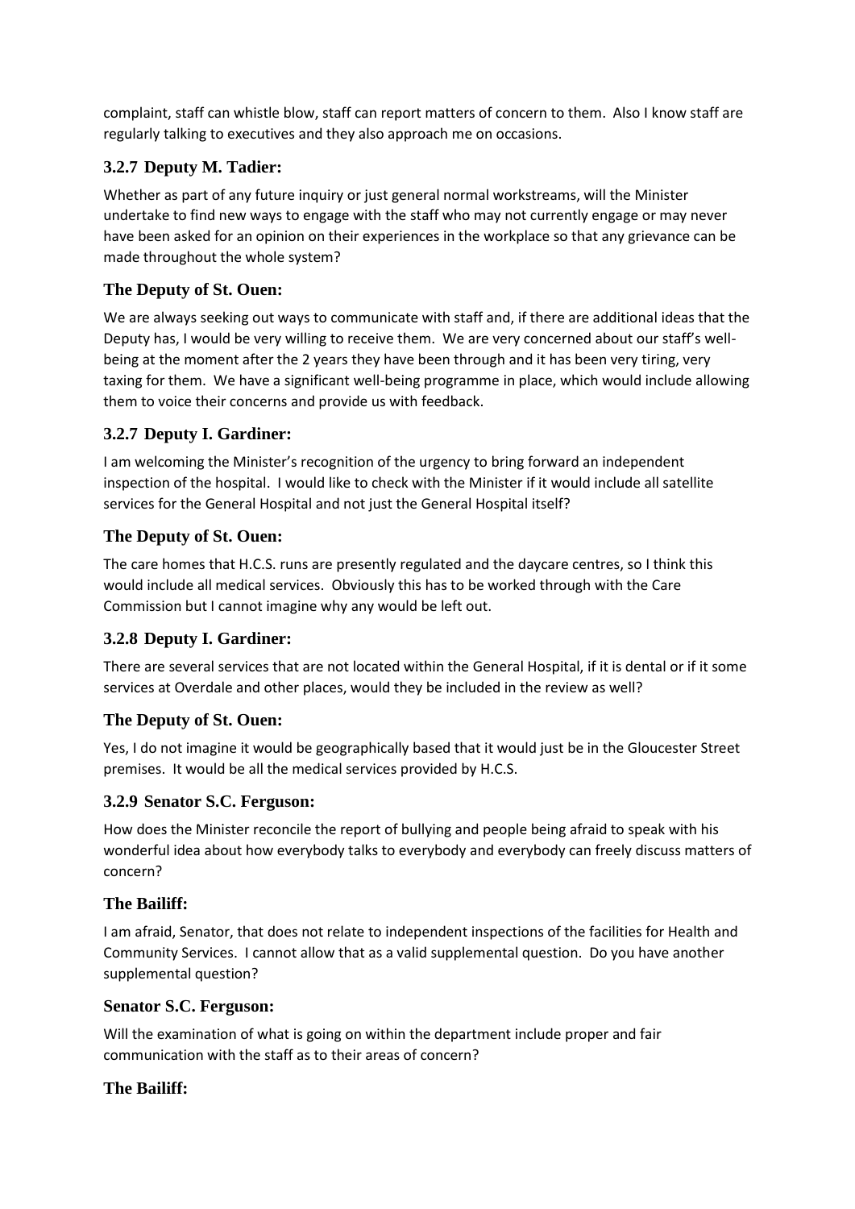complaint, staff can whistle blow, staff can report matters of concern to them. Also I know staff are regularly talking to executives and they also approach me on occasions.

### 3.2.7 Deputy M. Tadier:

Whether as part of any future inquiry or just general normal workstreams, will the Minister undertake to find new ways to engage with the staff who may not currently engage or may never have been asked for an opinion on their experiences in the workplace so that any grievance can be made throughout the whole system?

### The Deputy of St. Ouen:

We are always seeking out ways to communicate with staff and, if there are additional ideas that the Deputy has, I would be very willing to receive them. We are very concerned about our staff's well-being at the moment after the 2 years they have been through and it has been very tiring, very taxing for them. We have a significant well-being programme in place, which would include allowing them to voice their concerns and provide us with feedback.

### 3.2.7 Deputy I. Gardiner:

I am welcoming the Minister's recognition of the urgency to bring forward an independent inspection of the hospital. I would like to check with the Minister if it would include all satellite services for the General Hospital and not just the General Hospital itself?

### The Deputy of St. Ouen:

The care homes that H.C.S. runs are presently regulated and the daycare centres, so I think this would include all medical services. Obviously this has to be worked through with the Care Commission but I cannot imagine why any would be left out.

### 3.2.8 Deputy I. Gardiner:

There are several services that are not located within the General Hospital, if it is dental or if it some services at Overdale and other places, would they be included in the review as well?

### The Deputy of St. Ouen:

Yes, I do not imagine it would be geographically based that it would just be in the Gloucester Street premises. It would be all the medical services provided by H.C.S.

### 3.2.9 Senator S.C. Ferguson:

How does the Minister reconcile the report of bullying and people being afraid to speak with his wonderful idea about how everybody talks to everybody and everybody can freely discuss matters of concern?

### The Bailiff:

I am afraid, Senator, that does not relate to independent inspections of the facilities for Health and Community Services. I cannot allow that as a valid supplemental question. Do you have another supplemental question?

### Senator S.C. Ferguson:

Will the examination of what is going on within the department include proper and fair communication with the staff as to their areas of concern?

### The Bailiff: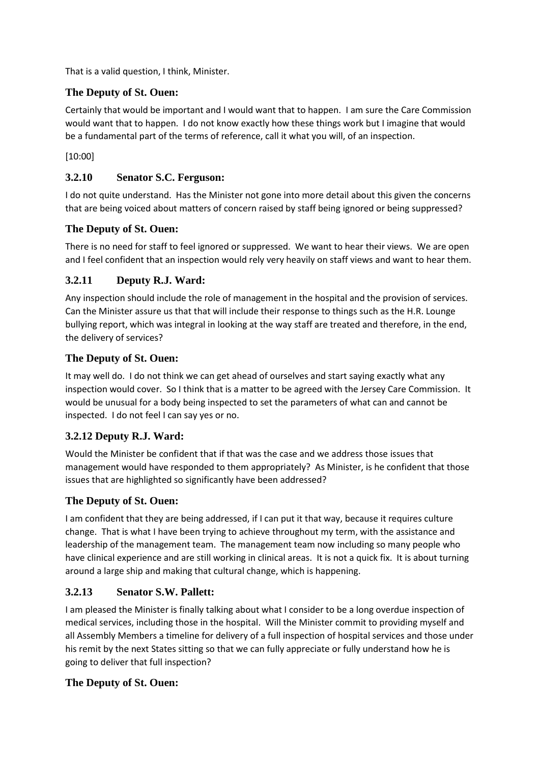That is a valid question, I think, Minister.

### The Deputy of St. Ouen:

Certainly that would be important and I would want that to happen. I am sure the Care Commission would want that to happen. I do not know exactly how these things work but I imagine that would be a fundamental part of the terms of reference, call it what you will, of an inspection.

[10:00]

### 3.2.10 Senator S.C. Ferguson:

I do not quite understand. Has the Minister not gone into more detail about this given the concerns that are being voiced about matters of concern raised by staff being ignored or being suppressed?

### The Deputy of St. Ouen:

There is no need for staff to feel ignored or suppressed. We want to hear their views. We are open and I feel confident that an inspection would rely very heavily on staff views and want to hear them.

### 3.2.11 Deputy R.J. Ward:

Any inspection should include the role of management in the hospital and the provision of services. Can the Minister assure us that that will include their response to things such as the H.R. Lounge bullying report, which was integral in looking at the way staff are treated and therefore, in the end, the delivery of services?

### The Deputy of St. Ouen:

It may well do. I do not think we can get ahead of ourselves and start saying exactly what any inspection would cover. So I think that is a matter to be agreed with the Jersey Care Commission. It would be unusual for a body being inspected to set the parameters of what can and cannot be inspected. I do not feel I can say yes or no.

### 3.2.12 Deputy R.J. Ward:

Would the Minister be confident that if that was the case and we address those issues that management would have responded to them appropriately? As Minister, is he confident that those issues that are highlighted so significantly have been addressed?

### The Deputy of St. Ouen:

I am confident that they are being addressed, if I can put it that way, because it requires culture change. That is what I have been trying to achieve throughout my term, with the assistance and leadership of the management team. The management team now including so many people who have clinical experience and are still working in clinical areas. It is not a quick fix. It is about turning around a large ship and making that cultural change, which is happening.

### 3.2.13 Senator S.W. Pallett:

I am pleased the Minister is finally talking about what I consider to be a long overdue inspection of medical services, including those in the hospital. Will the Minister commit to providing myself and all Assembly Members a timeline for delivery of a full inspection of hospital services and those under his remit by the next States sitting so that we can fully appreciate or fully understand how he is going to deliver that full inspection?

### The Deputy of St. Ouen: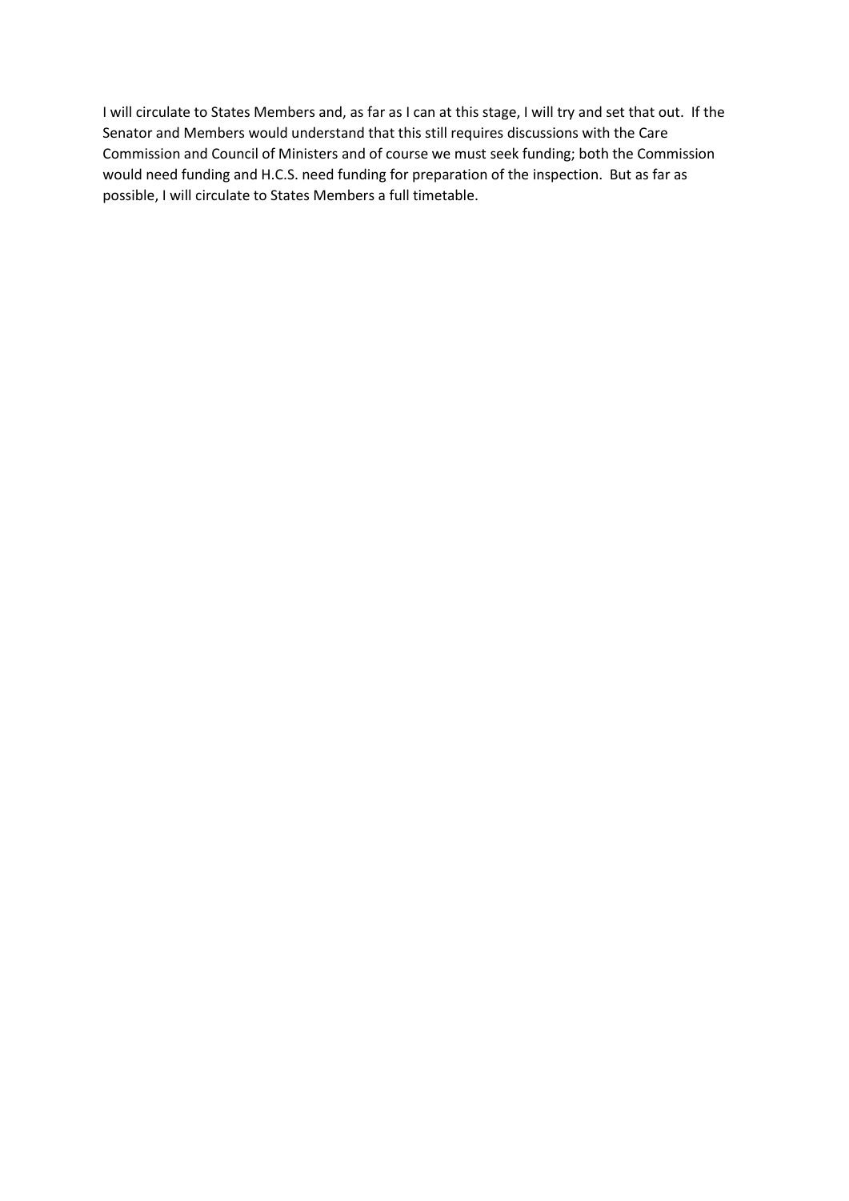I will circulate to States Members and, as far as I can at this stage, I will try and set that out. If the Senator and Members would understand that this still requires discussions with the Care Commission and Council of Ministers and of course we must seek funding; both the Commission would need funding and H.C.S. need funding for preparation of the inspection. But as far as possible, I will circulate to States Members a full timetable.